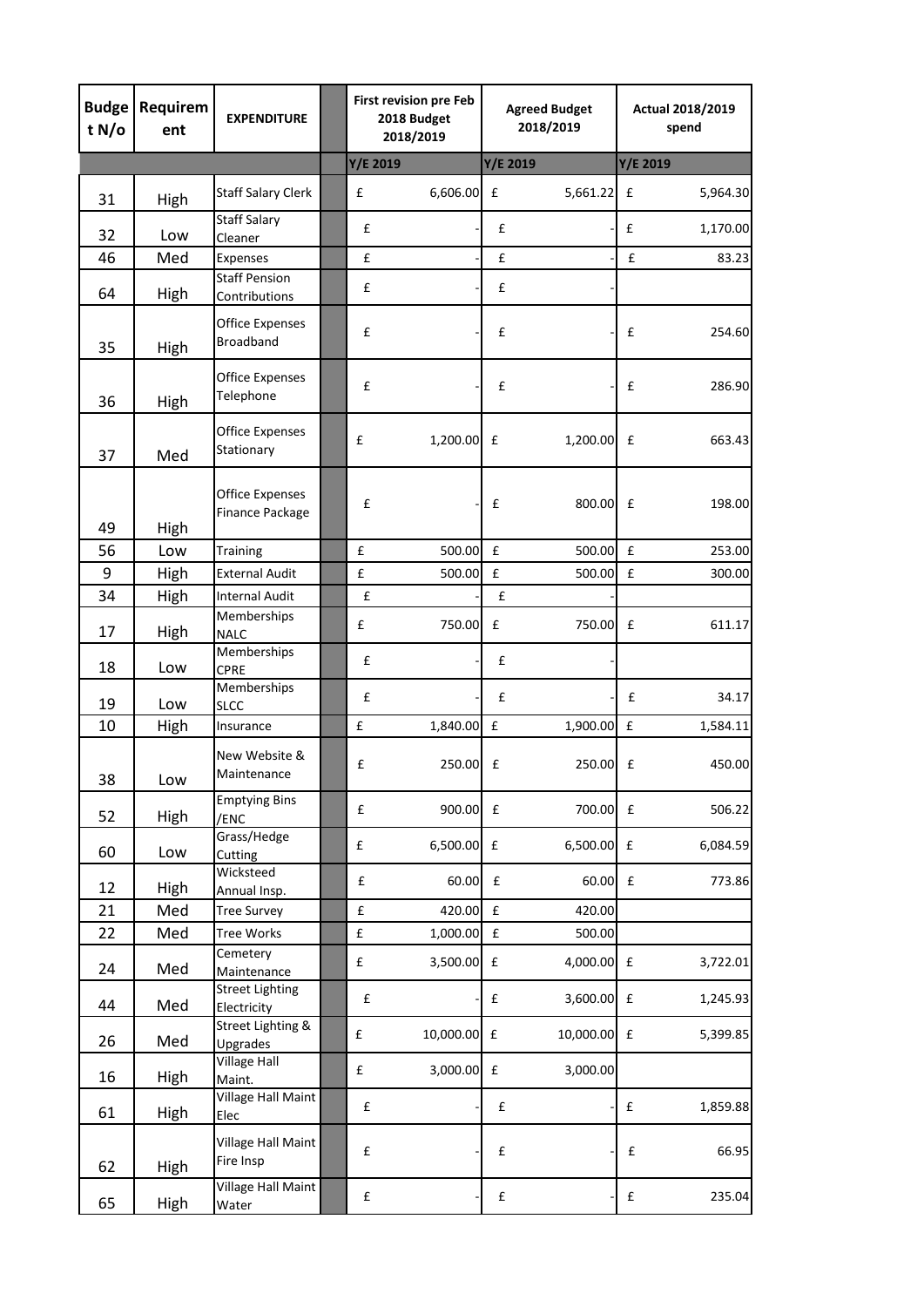| Budget N/o | Requirement | EXPENDITURE | | First revision pre Feb 2018 Budget 2018/2019 | Agreed Budget 2018/2019 | Actual 2018/2019 spend |
|---|---|---|---|---|---|---|
| | | | | Y/E 2019 | Y/E 2019 | Y/E 2019 |
| 31 | High | Staff Salary Clerk | | £ 6,606.00 | £ 5,661.22 | £ 5,964.30 |
| 32 | Low | Staff Salary Cleaner | | £ - | £ - | £ 1,170.00 |
| 46 | Med | Expenses | | £ - | £ - | £ 83.23 |
| 64 | High | Staff Pension Contributions | | £ - | £ - | |
| 35 | High | Office Expenses Broadband | | £ - | £ - | £ 254.60 |
| 36 | High | Office Expenses Telephone | | £ - | £ - | £ 286.90 |
| 37 | Med | Office Expenses Stationary | | £ 1,200.00 | £ 1,200.00 | £ 663.43 |
| 49 | High | Office Expenses Finance Package | | £ - | £ 800.00 | £ 198.00 |
| 56 | Low | Training | | £ 500.00 | £ 500.00 | £ 253.00 |
| 9 | High | External Audit | | £ 500.00 | £ 500.00 | £ 300.00 |
| 34 | High | Internal Audit | | £ - | £ - | |
| 17 | High | Memberships NALC | | £ 750.00 | £ 750.00 | £ 611.17 |
| 18 | Low | Memberships CPRE | | £ - | £ - | |
| 19 | Low | Memberships SLCC | | £ - | £ - | £ 34.17 |
| 10 | High | Insurance | | £ 1,840.00 | £ 1,900.00 | £ 1,584.11 |
| 38 | Low | New Website & Maintenance | | £ 250.00 | £ 250.00 | £ 450.00 |
| 52 | High | Emptying Bins /ENC | | £ 900.00 | £ 700.00 | £ 506.22 |
| 60 | Low | Grass/Hedge Cutting | | £ 6,500.00 | £ 6,500.00 | £ 6,084.59 |
| 12 | High | Wicksteed Annual Insp. | | £ 60.00 | £ 60.00 | £ 773.86 |
| 21 | Med | Tree Survey | | £ 420.00 | £ 420.00 | |
| 22 | Med | Tree Works | | £ 1,000.00 | £ 500.00 | |
| 24 | Med | Cemetery Maintenance | | £ 3,500.00 | £ 4,000.00 | £ 3,722.01 |
| 44 | Med | Street Lighting Electricity | | £ - | £ 3,600.00 | £ 1,245.93 |
| 26 | Med | Street Lighting & Upgrades | | £ 10,000.00 | £ 10,000.00 | £ 5,399.85 |
| 16 | High | Village Hall Maint. | | £ 3,000.00 | £ 3,000.00 | |
| 61 | High | Village Hall Maint Elec | | £ - | £ - | £ 1,859.88 |
| 62 | High | Village Hall Maint Fire Insp | | £ - | £ - | £ 66.95 |
| 65 | High | Village Hall Maint Water | | £ - | £ - | £ 235.04 |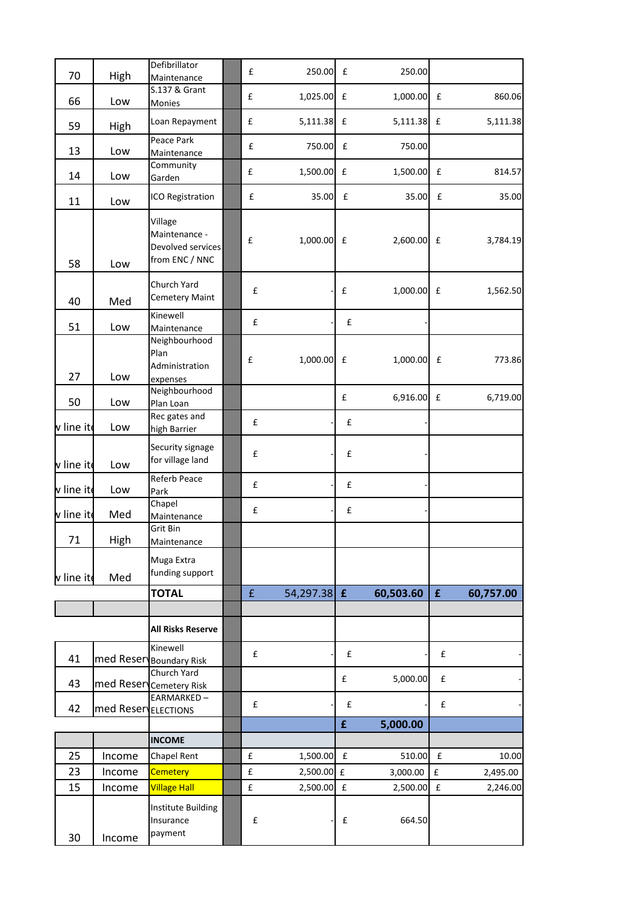| | | | | | | |
|---|---|---|---|---|---|---|
| 70 | High | Defibrillator Maintenance | | £ 250.00 | £ 250.00 | |
| 66 | Low | S.137 & Grant Monies | | £ 1,025.00 | £ 1,000.00 | £ 860.06 |
| 59 | High | Loan Repayment | | £ 5,111.38 | £ 5,111.38 | £ 5,111.38 |
| 13 | Low | Peace Park Maintenance | | £ 750.00 | £ 750.00 | |
| 14 | Low | Community Garden | | £ 1,500.00 | £ 1,500.00 | £ 814.57 |
| 11 | Low | ICO Registration | | £ 35.00 | £ 35.00 | £ 35.00 |
| 58 | Low | Village Maintenance - Devolved services from ENC / NNC | | £ 1,000.00 | £ 2,600.00 | £ 3,784.19 |
| 40 | Med | Church Yard Cemetery Maint | | £ - | £ 1,000.00 | £ 1,562.50 |
| 51 | Low | Kinewell Maintenance | | £ - | £ - | |
| 27 | Low | Neighbourhood Plan Administration expenses | | £ 1,000.00 | £ 1,000.00 | £ 773.86 |
| 50 | Low | Neighbourhood Plan Loan | | | £ 6,916.00 | £ 6,719.00 |
| w line ite | Low | Rec gates and high Barrier | | £ - | £ - | |
| w line ite | Low | Security signage for village land | | £ - | £ - | |
| w line ite | Low | Referb Peace Park | | £ - | £ - | |
| w line ite | Med | Chapel Maintenance | | £ - | £ - | |
| 71 | High | Grit Bin Maintenance | | | | |
| w line ite | Med | Muga Extra funding support | | | | |
| | | **TOTAL** | | **£ 54,297.38** | **£ 60,503.60** | **£ 60,757.00** |
| | | | | | | |
| | | **All Risks Reserve** | | | | |
| 41 | med Reserv | Kinewell Boundary Risk | | £ - | £ - | £ - |
| 43 | med Reserv | Church Yard Cemetery Risk | | | £ 5,000.00 | £ - |
| 42 | med Reserv | EARMARKED – ELECTIONS | | £ - | £ - | £ - |
| | | | | | **£ 5,000.00** | |
| | | **INCOME** | | | | |
| 25 | Income | Chapel Rent | | £ 1,500.00 | £ 510.00 | £ 10.00 |
| 23 | Income | Cemetery | | £ 2,500.00 | £ 3,000.00 | £ 2,495.00 |
| 15 | Income | Village Hall | | £ 2,500.00 | £ 2,500.00 | £ 2,246.00 |
| 30 | Income | Institute Building Insurance payment | | £ - | £ 664.50 | |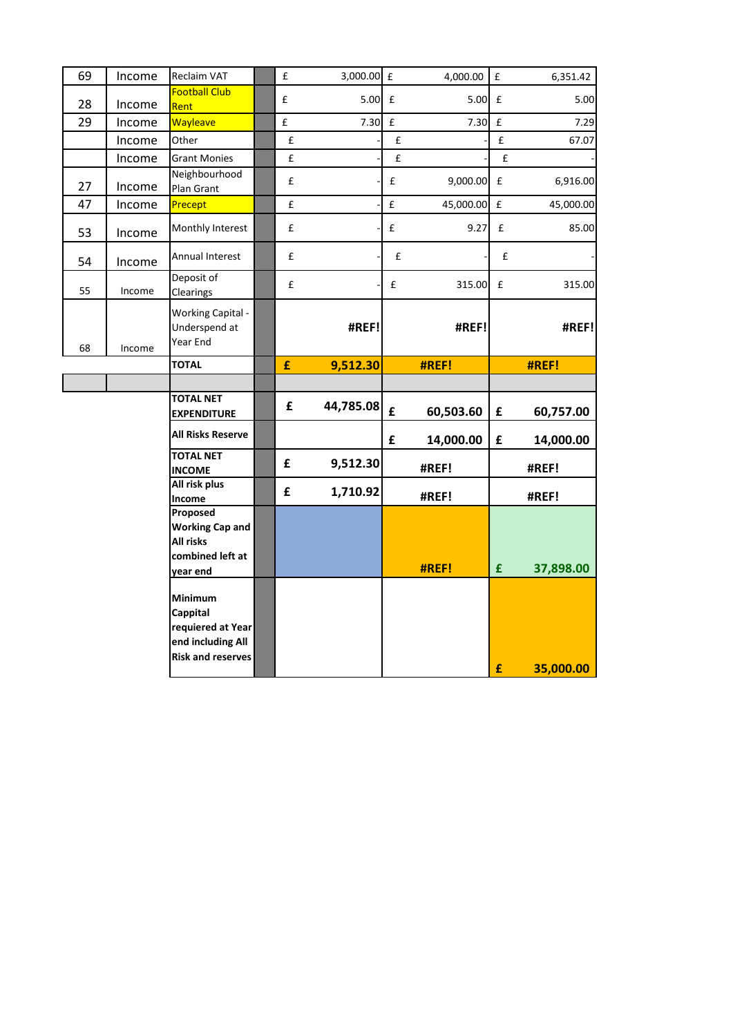| | | | | | | |
|---|---|---|---|---|---|---|
| 69 | Income | Reclaim VAT | | £ 3,000.00 | £ 4,000.00 | £ 6,351.42 |
| 28 | Income | Football Club Rent | | £ 5.00 | £ 5.00 | £ 5.00 |
| 29 | Income | Wayleave | | £ 7.30 | £ 7.30 | £ 7.29 |
| | Income | Other | | £ - | £ - | £ 67.07 |
| | Income | Grant Monies | | £ - | £ - | £ - |
| 27 | Income | Neighbourhood Plan Grant | | £ - | £ 9,000.00 | £ 6,916.00 |
| 47 | Income | Precept | | £ - | £ 45,000.00 | £ 45,000.00 |
| 53 | Income | Monthly Interest | | £ - | £ 9.27 | £ 85.00 |
| 54 | Income | Annual Interest | | £ - | £ - | £ - |
| 55 | Income | Deposit of Clearings | | £ - | £ 315.00 | £ 315.00 |
| 68 | Income | Working Capital - Underspend at Year End | | #REF! | #REF! | #REF! |
| | | **TOTAL** | | **£ 9,512.30** | **#REF!** | **#REF!** |
| | | | | | | |
| | | **TOTAL NET EXPENDITURE** | | **£ 44,785.08** | **£ 60,503.60** | **£ 60,757.00** |
| | | **All Risks Reserve** | | | **£ 14,000.00** | **£ 14,000.00** |
| | | **TOTAL NET INCOME** | | **£ 9,512.30** | **#REF!** | **#REF!** |
| | | **All risk plus Income** | | **£ 1,710.92** | **#REF!** | **#REF!** |
| | | **Proposed Working Cap and All risks combined left at year end** | | | **#REF!** | **£ 37,898.00** |
| | | **Minimum Cappital requiered at Year end including All Risk and reserves** | | | | **£ 35,000.00** |